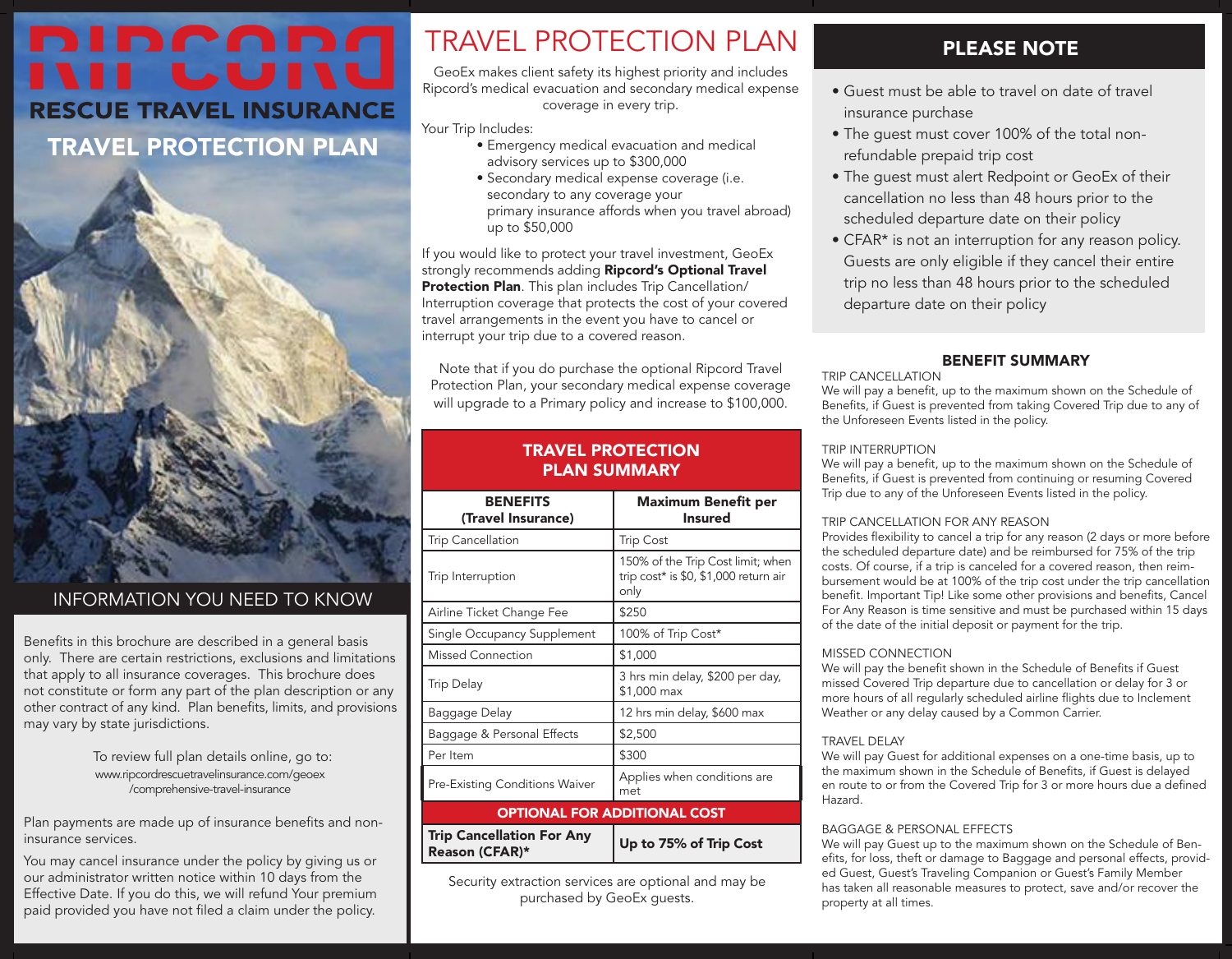# RIPCORD

## RESCUE TRAVEL INSURANCE

## TRAVEL PROTECTION PLAN

## INFORMATION YOU NEED TO KNOW

Benefits in this brochure are described in a general basis only. There are certain restrictions, exclusions and limitations that apply to all insurance coverages. This brochure does not constitute or form any part of the plan description or any other contract of any kind. Plan benefits, limits, and provisions may vary by state jurisdictions.

To review full plan details online, go to:
www.ripcordrescuetravelinsurance.com/geoex/comprehensive-travel-insurance

Plan payments are made up of insurance benefits and non-insurance services.

You may cancel insurance under the policy by giving us or our administrator written notice within 10 days from the Effective Date. If you do this, we will refund Your premium paid provided you have not filed a claim under the policy.

# TRAVEL PROTECTION PLAN

GeoEx makes client safety its highest priority and includes Ripcord's medical evacuation and secondary medical expense coverage in every trip.

Your Trip Includes:

- Emergency medical evacuation and medical advisory services up to $300,000
- Secondary medical expense coverage (i.e. secondary to any coverage your primary insurance affords when you travel abroad) up to $50,000

If you would like to protect your travel investment, GeoEx strongly recommends adding **Ripcord's Optional Travel Protection Plan**. This plan includes Trip Cancellation/ Interruption coverage that protects the cost of your covered travel arrangements in the event you have to cancel or interrupt your trip due to a covered reason.

Note that if you do purchase the optional Ripcord Travel Protection Plan, your secondary medical expense coverage will upgrade to a Primary policy and increase to $100,000.

### TRAVEL PROTECTION PLAN SUMMARY

| BENEFITS (Travel Insurance) | Maximum Benefit per Insured |
|---|---|
| Trip Cancellation | Trip Cost |
| Trip Interruption | 150% of the Trip Cost limit; when trip cost* is $0, $1,000 return air only |
| Airline Ticket Change Fee | $250 |
| Single Occupancy Supplement | 100% of Trip Cost* |
| Missed Connection | $1,000 |
| Trip Delay | 3 hrs min delay, $200 per day, $1,000 max |
| Baggage Delay | 12 hrs min delay, $600 max |
| Baggage & Personal Effects | $2,500 |
| Per Item | $300 |
| Pre-Existing Conditions Waiver | Applies when conditions are met |
| **OPTIONAL FOR ADDITIONAL COST** | |
| **Trip Cancellation For Any Reason (CFAR)*** | **Up to 75% of Trip Cost** |

Security extraction services are optional and may be purchased by GeoEx guests.

## PLEASE NOTE

- Guest must be able to travel on date of travel insurance purchase
- The guest must cover 100% of the total non-refundable prepaid trip cost
- The guest must alert Redpoint or GeoEx of their cancellation no less than 48 hours prior to the scheduled departure date on their policy
- CFAR* is not an interruption for any reason policy. Guests are only eligible if they cancel their entire trip no less than 48 hours prior to the scheduled departure date on their policy

## BENEFIT SUMMARY

TRIP CANCELLATION
We will pay a benefit, up to the maximum shown on the Schedule of Benefits, if Guest is prevented from taking Covered Trip due to any of the Unforeseen Events listed in the policy.

TRIP INTERRUPTION
We will pay a benefit, up to the maximum shown on the Schedule of Benefits, if Guest is prevented from continuing or resuming Covered Trip due to any of the Unforeseen Events listed in the policy.

TRIP CANCELLATION FOR ANY REASON
Provides flexibility to cancel a trip for any reason (2 days or more before the scheduled departure date) and be reimbursed for 75% of the trip costs. Of course, if a trip is canceled for a covered reason, then reimbursement would be at 100% of the trip cost under the trip cancellation benefit. Important Tip! Like some other provisions and benefits, Cancel For Any Reason is time sensitive and must be purchased within 15 days of the date of the initial deposit or payment for the trip.

MISSED CONNECTION
We will pay the benefit shown in the Schedule of Benefits if Guest missed Covered Trip departure due to cancellation or delay for 3 or more hours of all regularly scheduled airline flights due to Inclement Weather or any delay caused by a Common Carrier.

TRAVEL DELAY
We will pay Guest for additional expenses on a one-time basis, up to the maximum shown in the Schedule of Benefits, if Guest is delayed en route to or from the Covered Trip for 3 or more hours due a defined Hazard.

BAGGAGE & PERSONAL EFFECTS
We will pay Guest up to the maximum shown on the Schedule of Benefits, for loss, theft or damage to Baggage and personal effects, provided Guest, Guest's Traveling Companion or Guest's Family Member has taken all reasonable measures to protect, save and/or recover the property at all times.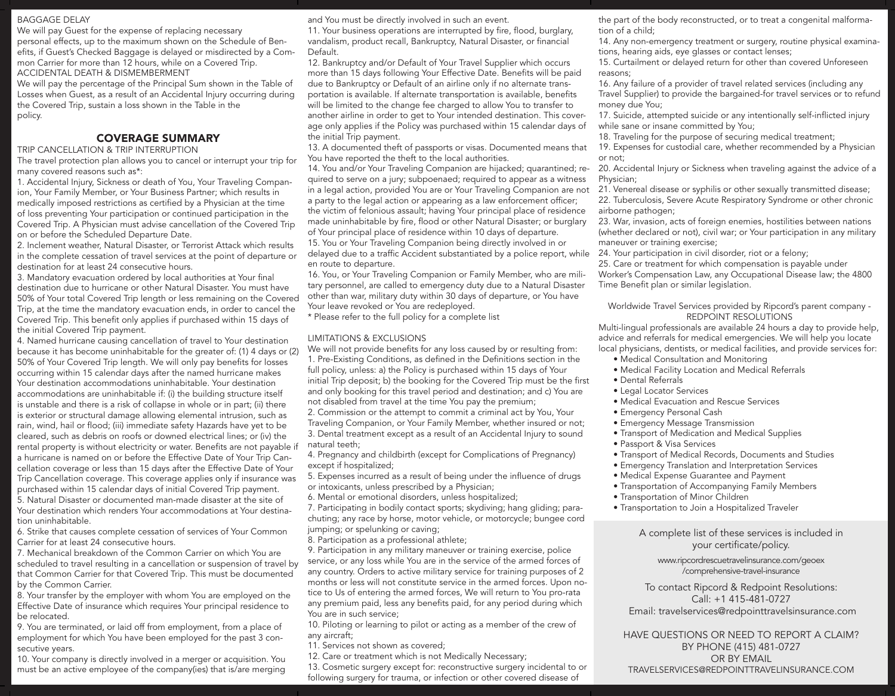BAGGAGE DELAY

We will pay Guest for the expense of replacing necessary personal effects, up to the maximum shown on the Schedule of Benefits, if Guest's Checked Baggage is delayed or misdirected by a Common Carrier for more than 12 hours, while on a Covered Trip.

ACCIDENTAL DEATH & DISMEMBERMENT

We will pay the percentage of the Principal Sum shown in the Table of Losses when Guest, as a result of an Accidental Injury occurring during the Covered Trip, sustain a loss shown in the Table in the policy.

## COVERAGE SUMMARY

TRIP CANCELLATION & TRIP INTERRUPTION

The travel protection plan allows you to cancel or interrupt your trip for many covered reasons such as*:

1. Accidental Injury, Sickness or death of You, Your Traveling Companion, Your Family Member, or Your Business Partner; which results in medically imposed restrictions as certified by a Physician at the time of loss preventing Your participation or continued participation in the Covered Trip. A Physician must advise cancellation of the Covered Trip on or before the Scheduled Departure Date.
2. Inclement weather, Natural Disaster, or Terrorist Attack which results in the complete cessation of travel services at the point of departure or destination for at least 24 consecutive hours.
3. Mandatory evacuation ordered by local authorities at Your final destination due to hurricane or other Natural Disaster. You must have 50% of Your total Covered Trip length or less remaining on the Covered Trip, at the time the mandatory evacuation ends, in order to cancel the Covered Trip. This benefit only applies if purchased within 15 days of the initial Covered Trip payment.
4. Named hurricane causing cancellation of travel to Your destination because it has become uninhabitable for the greater of: (1) 4 days or (2) 50% of Your Covered Trip length. We will only pay benefits for losses occurring within 15 calendar days after the named hurricane makes Your destination accommodations uninhabitable. Your destination accommodations are uninhabitable if: (i) the building structure itself is unstable and there is a risk of collapse in whole or in part; (ii) there is exterior or structural damage allowing elemental intrusion, such as rain, wind, hail or flood; (iii) immediate safety Hazards have yet to be cleared, such as debris on roofs or downed electrical lines; or (iv) the rental property is without electricity or water. Benefits are not payable if a hurricane is named on or before the Effective Date of Your Trip Cancellation coverage or less than 15 days after the Effective Date of Your Trip Cancellation coverage. This coverage applies only if insurance was purchased within 15 calendar days of initial Covered Trip payment.
5. Natural Disaster or documented man-made disaster at the site of Your destination which renders Your accommodations at Your destination uninhabitable.
6. Strike that causes complete cessation of services of Your Common Carrier for at least 24 consecutive hours.
7. Mechanical breakdown of the Common Carrier on which You are scheduled to travel resulting in a cancellation or suspension of travel by that Common Carrier for that Covered Trip. This must be documented by the Common Carrier.
8. Your transfer by the employer with whom You are employed on the Effective Date of insurance which requires Your principal residence to be relocated.
9. You are terminated, or laid off from employment, from a place of employment for which You have been employed for the past 3 consecutive years.
10. Your company is directly involved in a merger or acquisition. You must be an active employee of the company(ies) that is/are merging and You must be directly involved in such an event.
11. Your business operations are interrupted by fire, flood, burglary, vandalism, product recall, Bankruptcy, Natural Disaster, or financial Default.
12. Bankruptcy and/or Default of Your Travel Supplier which occurs more than 15 days following Your Effective Date. Benefits will be paid due to Bankruptcy or Default of an airline only if no alternate transportation is available. If alternate transportation is available, benefits will be limited to the change fee charged to allow You to transfer to another airline in order to get to Your intended destination. This coverage only applies if the Policy was purchased within 15 calendar days of the initial Trip payment.
13. A documented theft of passports or visas. Documented means that You have reported the theft to the local authorities.
14. You and/or Your Traveling Companion are hijacked; quarantined; required to serve on a jury; subpoenaed; required to appear as a witness in a legal action, provided You are or Your Traveling Companion are not a party to the legal action or appearing as a law enforcement officer; the victim of felonious assault; having Your principal place of residence made uninhabitable by fire, flood or other Natural Disaster; or burglary of Your principal place of residence within 10 days of departure.
15. You or Your Traveling Companion being directly involved in or delayed due to a traffic Accident substantiated by a police report, while en route to departure.
16. You, or Your Traveling Companion or Family Member, who are military personnel, are called to emergency duty due to a Natural Disaster other than war, military duty within 30 days of departure, or You have Your leave revoked or You are redeployed.

* Please refer to the full policy for a complete list

LIMITATIONS & EXCLUSIONS

We will not provide benefits for any loss caused by or resulting from:

1. Pre-Existing Conditions, as defined in the Definitions section in the full policy, unless: a) the Policy is purchased within 15 days of Your initial Trip deposit; b) the booking for the Covered Trip must be the first and only booking for this travel period and destination; and c) You are not disabled from travel at the time You pay the premium;
2. Commission or the attempt to commit a criminal act by You, Your Traveling Companion, or Your Family Member, whether insured or not;
3. Dental treatment except as a result of an Accidental Injury to sound natural teeth;
4. Pregnancy and childbirth (except for Complications of Pregnancy) except if hospitalized;
5. Expenses incurred as a result of being under the influence of drugs or intoxicants, unless prescribed by a Physician;
6. Mental or emotional disorders, unless hospitalized;
7. Participating in bodily contact sports; skydiving; hang gliding; parachuting; any race by horse, motor vehicle, or motorcycle; bungee cord jumping; or spelunking or caving;
8. Participation as a professional athlete;
9. Participation in any military maneuver or training exercise, police service, or any loss while You are in the service of the armed forces of any country. Orders to active military service for training purposes of 2 months or less will not constitute service in the armed forces. Upon notice to Us of entering the armed forces, We will return to You pro-rata any premium paid, less any benefits paid, for any period during which You are in such service;
10. Piloting or learning to pilot or acting as a member of the crew of any aircraft;
11. Services not shown as covered;
12. Care or treatment which is not Medically Necessary;
13. Cosmetic surgery except for: reconstructive surgery incidental to or following surgery for trauma, or infection or other covered disease of the part of the body reconstructed, or to treat a congenital malformation of a child;
14. Any non-emergency treatment or surgery, routine physical examinations, hearing aids, eye glasses or contact lenses;
15. Curtailment or delayed return for other than covered Unforeseen reasons;
16. Any failure of a provider of travel related services (including any Travel Supplier) to provide the bargained-for travel services or to refund money due You;
17. Suicide, attempted suicide or any intentionally self-inflicted injury while sane or insane committed by You;
18. Traveling for the purpose of securing medical treatment;
19. Expenses for custodial care, whether recommended by a Physician or not;
20. Accidental Injury or Sickness when traveling against the advice of a Physician;
21. Venereal disease or syphilis or other sexually transmitted disease;
22. Tuberculosis, Severe Acute Respiratory Syndrome or other chronic airborne pathogen;
23. War, invasion, acts of foreign enemies, hostilities between nations (whether declared or not), civil war; or Your participation in any military maneuver or training exercise;
24. Your participation in civil disorder, riot or a felony;
25. Care or treatment for which compensation is payable under Worker's Compensation Law, any Occupational Disease law; the 4800 Time Benefit plan or similar legislation.

Worldwide Travel Services provided by Ripcord's parent company - REDPOINT RESOLUTIONS

Multi-lingual professionals are available 24 hours a day to provide help, advice and referrals for medical emergencies. We will help you locate local physicians, dentists, or medical facilities, and provide services for:

- Medical Consultation and Monitoring
- Medical Facility Location and Medical Referrals
- Dental Referrals
- Legal Locator Services
- Medical Evacuation and Rescue Services
- Emergency Personal Cash
- Emergency Message Transmission
- Transport of Medication and Medical Supplies
- Passport & Visa Services
- Transport of Medical Records, Documents and Studies
- Emergency Translation and Interpretation Services
- Medical Expense Guarantee and Payment
- Transportation of Accompanying Family Members
- Transportation of Minor Children
- Transportation to Join a Hospitalized Traveler

A complete list of these services is included in your certificate/policy.

www.ripcordrescuetravelinsurance.com/geoex/comprehensive-travel-insurance

To contact Ripcord & Redpoint Resolutions:
Call: +1 415-481-0727
Email: travelservices@redpointtravelsinsurance.com

HAVE QUESTIONS OR NEED TO REPORT A CLAIM?
BY PHONE (415) 481-0727
OR BY EMAIL
TRAVELSERVICES@REDPOINTTRAVELINSURANCE.COM